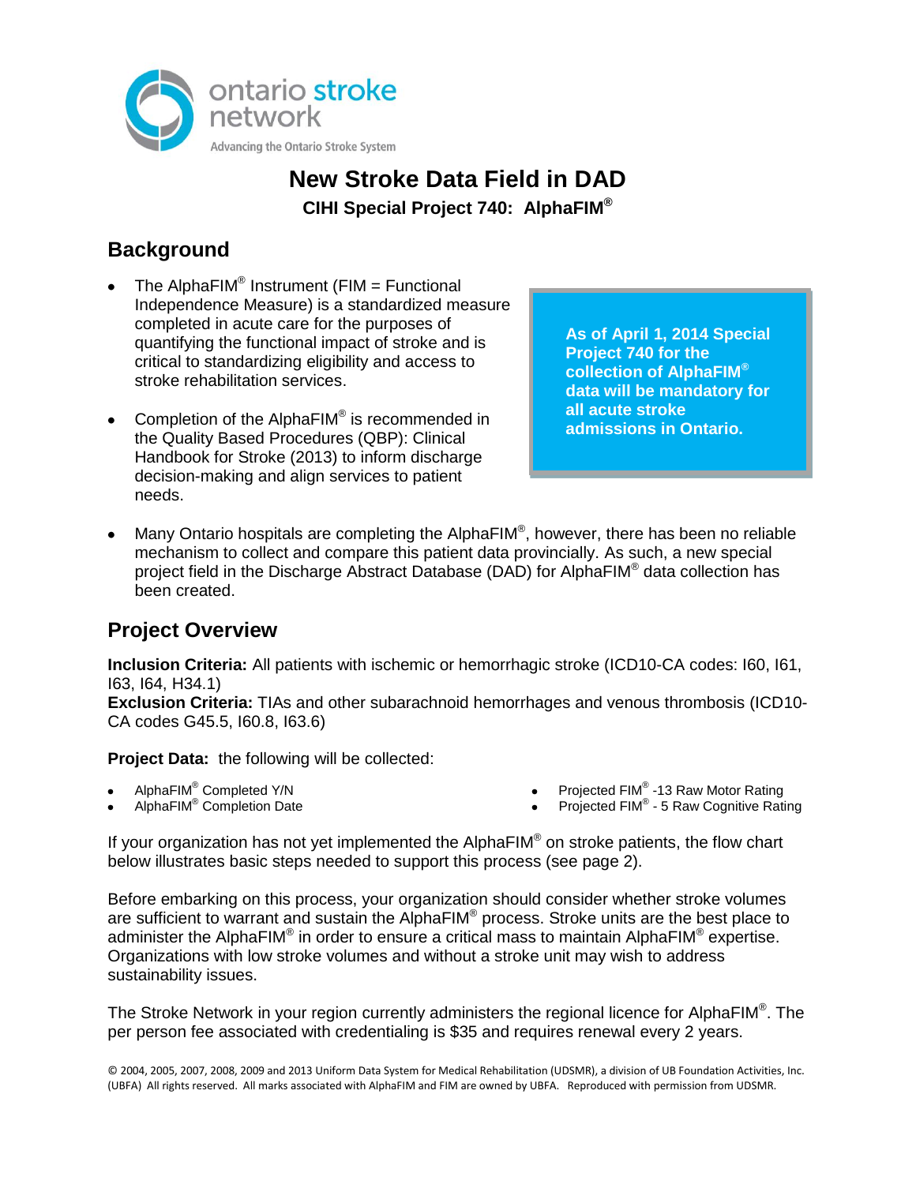ontario stroke network

Advancing the Ontario Stroke System

# New Stroke Data Field in DAD

### CIHI Special Project 740: AlphaFIM®

## Background

- The AlphaFIM® Instrument (FIM = Functional Independence Measure) is a standardized measure completed in acute care for the purposes of quantifying the functional impact of stroke and is critical to standardizing eligibility and access to stroke rehabilitation services.
- Completion of the AlphaFIM® is recommended in the Quality Based Procedures (QBP): Clinical Handbook for Stroke (2013) to inform discharge decision-making and align services to patient needs.

**As of April 1, 2014 Special Project 740 for the collection of AlphaFIM® data will be mandatory for all acute stroke admissions in Ontario.**

- Many Ontario hospitals are completing the AlphaFIM®, however, there has been no reliable mechanism to collect and compare this patient data provincially. As such, a new special project field in the Discharge Abstract Database (DAD) for AlphaFIM® data collection has been created.

## Project Overview

**Inclusion Criteria:** All patients with ischemic or hemorrhagic stroke (ICD10-CA codes: I60, I61, I63, I64, H34.1)
**Exclusion Criteria:** TIAs and other subarachnoid hemorrhages and venous thrombosis (ICD10-CA codes G45.5, I60.8, I63.6)

**Project Data:** the following will be collected:

- AlphaFIM® Completed Y/N
- AlphaFIM® Completion Date
- Projected FIM® -13 Raw Motor Rating
- Projected FIM® - 5 Raw Cognitive Rating

If your organization has not yet implemented the AlphaFIM® on stroke patients, the flow chart below illustrates basic steps needed to support this process (see page 2).

Before embarking on this process, your organization should consider whether stroke volumes are sufficient to warrant and sustain the AlphaFIM® process. Stroke units are the best place to administer the AlphaFIM® in order to ensure a critical mass to maintain AlphaFIM® expertise. Organizations with low stroke volumes and without a stroke unit may wish to address sustainability issues.

The Stroke Network in your region currently administers the regional licence for AlphaFIM®. The per person fee associated with credentialing is $35 and requires renewal every 2 years.

© 2004, 2005, 2007, 2008, 2009 and 2013 Uniform Data System for Medical Rehabilitation (UDSMR), a division of UB Foundation Activities, Inc. (UBFA) All rights reserved. All marks associated with AlphaFIM and FIM are owned by UBFA. Reproduced with permission from UDSMR.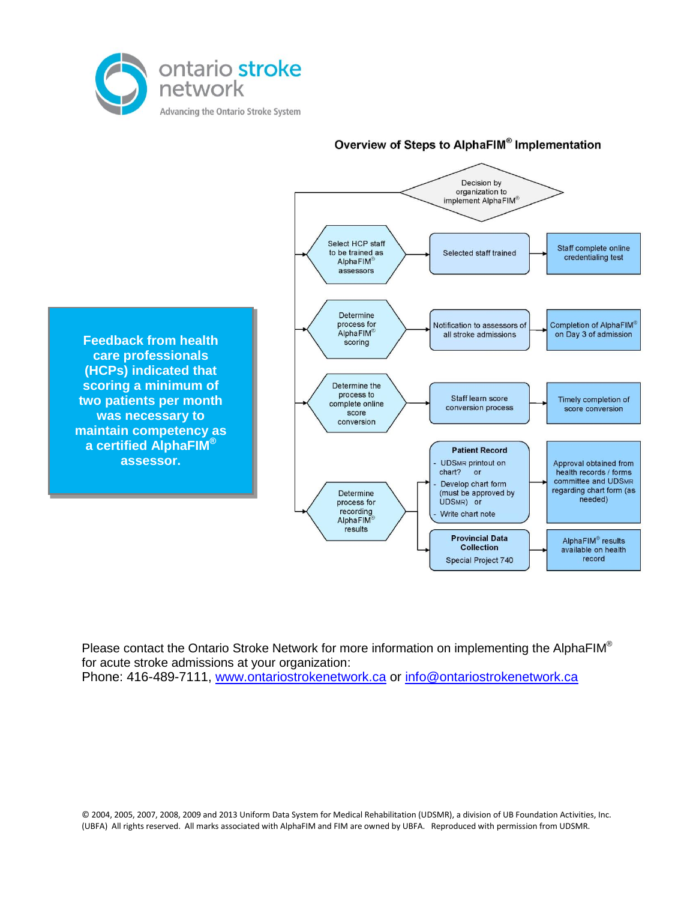ontario stroke network

Advancing the Ontario Stroke System

## Overview of Steps to AlphaFIM® Implementation

Decision by organization to implement AlphaFIM®

Select HCP staff to be trained as AlphaFIM® assessors → Selected staff trained → Staff complete online credentialing test

Determine process for AlphaFIM® scoring → Notification to assessors of all stroke admissions → Completion of AlphaFIM® on Day 3 of admission

Determine the process to complete online score conversion → Staff learn score conversion process → Timely completion of score conversion

Determine process for recording AlphaFIM® results →

**Patient Record**
- UDSMR printout on chart? or
- Develop chart form (must be approved by UDSMR) or
- Write chart note

→ Approval obtained from health records / forms committee and UDSMR regarding chart form (as needed)

**Provincial Data Collection**
Special Project 740

→ AlphaFIM® results available on health record

**Feedback from health care professionals (HCPs) indicated that scoring a minimum of two patients per month was necessary to maintain competency as a certified AlphaFIM® assessor.**

Please contact the Ontario Stroke Network for more information on implementing the AlphaFIM® for acute stroke admissions at your organization:
Phone: 416-489-7111, www.ontariostrokenetwork.ca or info@ontariostrokenetwork.ca

© 2004, 2005, 2007, 2008, 2009 and 2013 Uniform Data System for Medical Rehabilitation (UDSMR), a division of UB Foundation Activities, Inc. (UBFA) All rights reserved. All marks associated with AlphaFIM and FIM are owned by UBFA. Reproduced with permission from UDSMR.